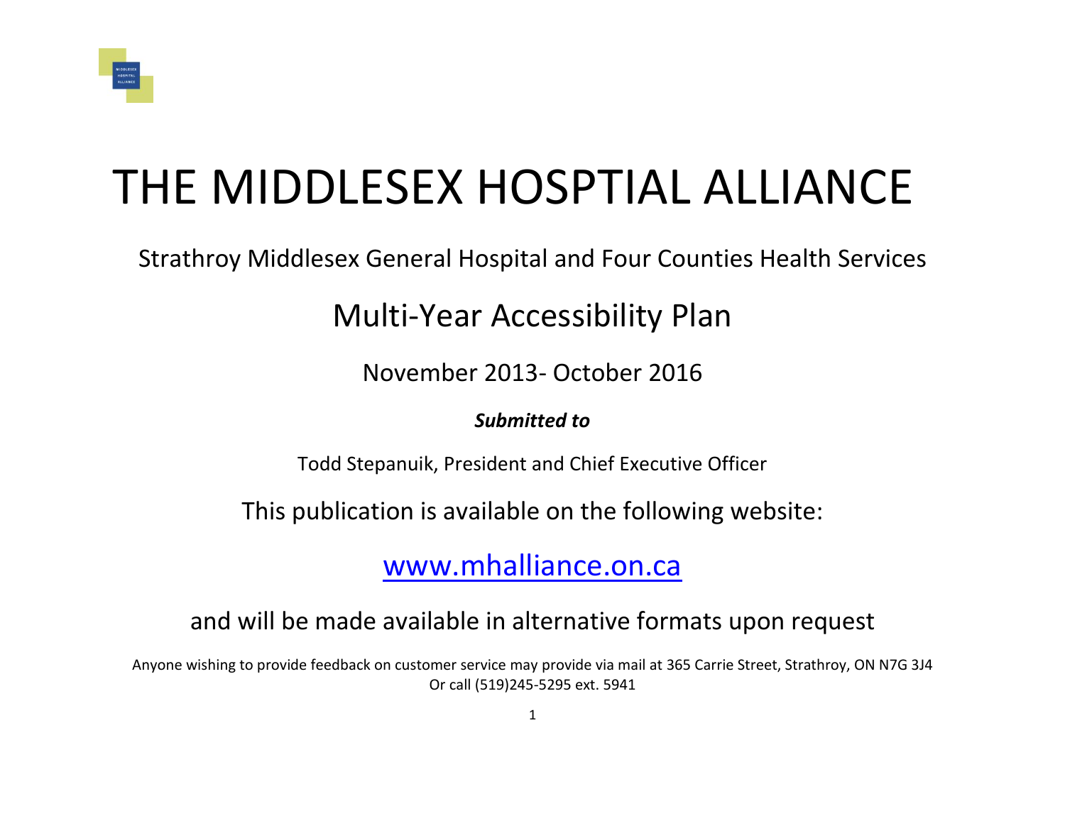# THE MIDDLESEX HOSPTIAL ALLIANCE

Strathroy Middlesex General Hospital and Four Counties Health Services

## Multi-Year Accessibility Plan

November 2013- October 2016

***Submitted to***

Todd Stepanuik, President and Chief Executive Officer

This publication is available on the following website:

[www.mhalliance.on.ca](http://www.mhalliance.on.ca)

and will be made available in alternative formats upon request

Anyone wishing to provide feedback on customer service may provide via mail at 365 Carrie Street, Strathroy, ON N7G 3J4
Or call (519)245-5295 ext. 5941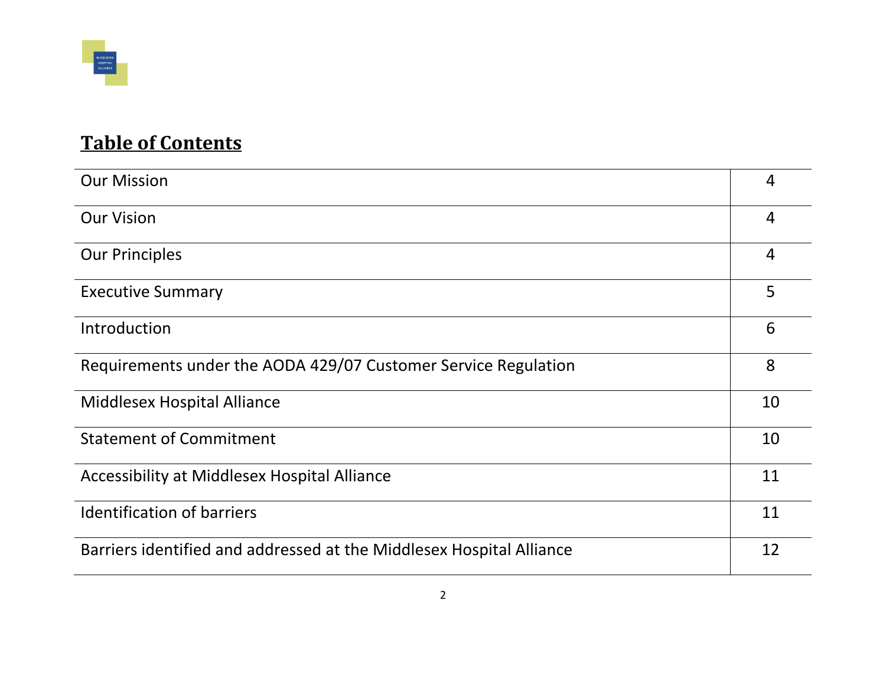## Table of Contents

| | |
|---|---|
| Our Mission | 4 |
| Our Vision | 4 |
| Our Principles | 4 |
| Executive Summary | 5 |
| Introduction | 6 |
| Requirements under the AODA 429/07 Customer Service Regulation | 8 |
| Middlesex Hospital Alliance | 10 |
| Statement of Commitment | 10 |
| Accessibility at Middlesex Hospital Alliance | 11 |
| Identification of barriers | 11 |
| Barriers identified and addressed at the Middlesex Hospital Alliance | 12 |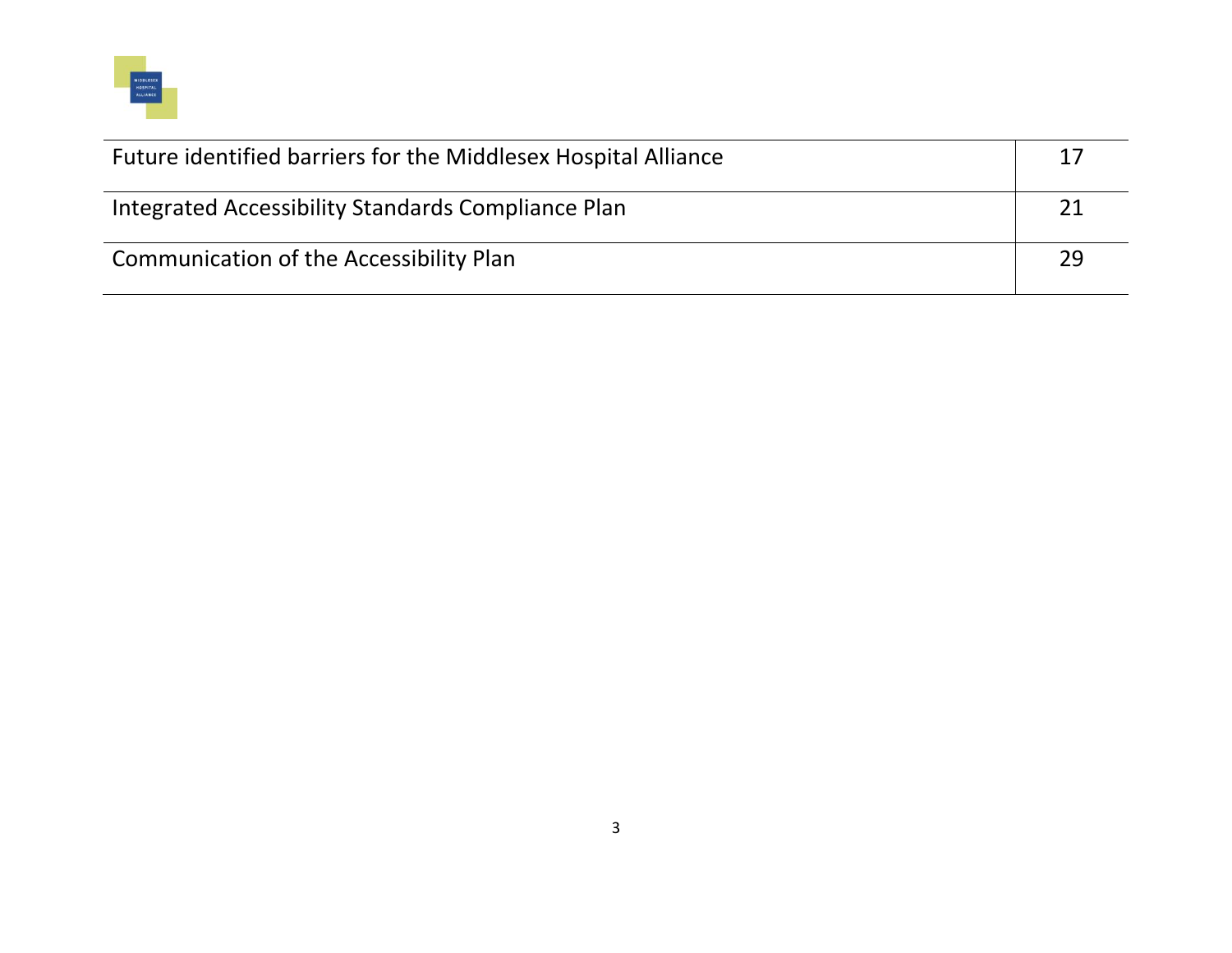| | |
|---|---|
| Future identified barriers for the Middlesex Hospital Alliance | 17 |
| Integrated Accessibility Standards Compliance Plan | 21 |
| Communication of the Accessibility Plan | 29 |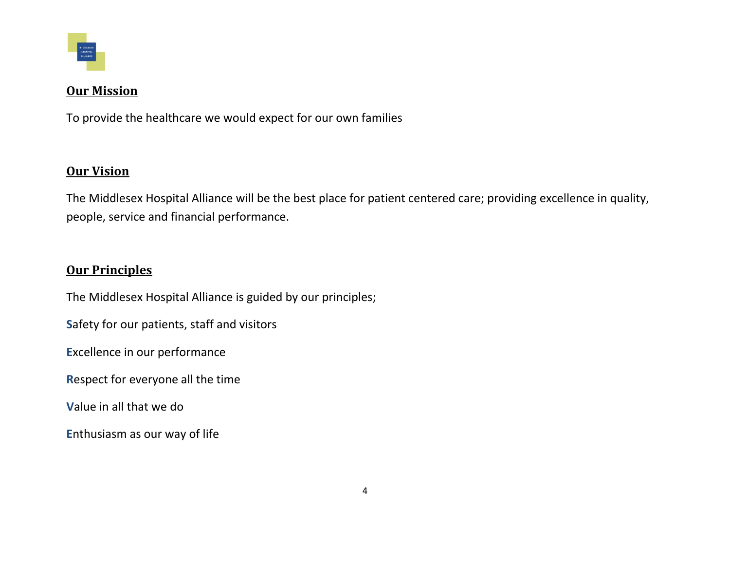## Our Mission

To provide the healthcare we would expect for our own families

## Our Vision

The Middlesex Hospital Alliance will be the best place for patient centered care; providing excellence in quality, people, service and financial performance.

## Our Principles

The Middlesex Hospital Alliance is guided by our principles;

**S**afety for our patients, staff and visitors

**E**xcellence in our performance

**R**espect for everyone all the time

**V**alue in all that we do

**E**nthusiasm as our way of life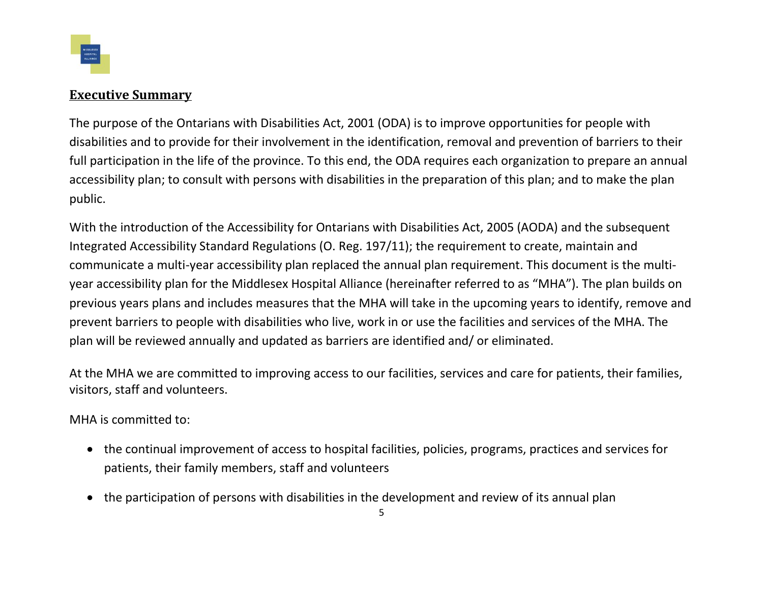## **Executive Summary**

The purpose of the Ontarians with Disabilities Act, 2001 (ODA) is to improve opportunities for people with disabilities and to provide for their involvement in the identification, removal and prevention of barriers to their full participation in the life of the province. To this end, the ODA requires each organization to prepare an annual accessibility plan; to consult with persons with disabilities in the preparation of this plan; and to make the plan public.

With the introduction of the Accessibility for Ontarians with Disabilities Act, 2005 (AODA) and the subsequent Integrated Accessibility Standard Regulations (O. Reg. 197/11); the requirement to create, maintain and communicate a multi-year accessibility plan replaced the annual plan requirement. This document is the multi-year accessibility plan for the Middlesex Hospital Alliance (hereinafter referred to as "MHA"). The plan builds on previous years plans and includes measures that the MHA will take in the upcoming years to identify, remove and prevent barriers to people with disabilities who live, work in or use the facilities and services of the MHA. The plan will be reviewed annually and updated as barriers are identified and/ or eliminated.

At the MHA we are committed to improving access to our facilities, services and care for patients, their families, visitors, staff and volunteers.

MHA is committed to:

- the continual improvement of access to hospital facilities, policies, programs, practices and services for patients, their family members, staff and volunteers
- the participation of persons with disabilities in the development and review of its annual plan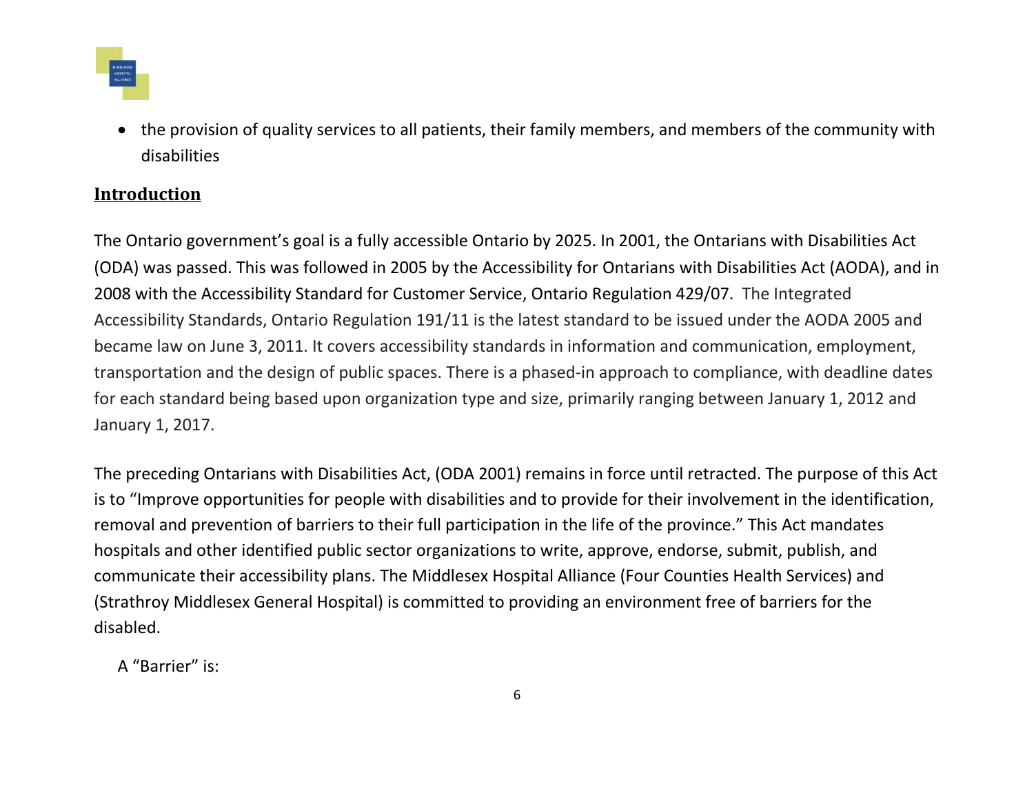- the provision of quality services to all patients, their family members, and members of the community with disabilities

## Introduction

The Ontario government's goal is a fully accessible Ontario by 2025. In 2001, the Ontarians with Disabilities Act (ODA) was passed. This was followed in 2005 by the Accessibility for Ontarians with Disabilities Act (AODA), and in 2008 with the Accessibility Standard for Customer Service, Ontario Regulation 429/07. The Integrated Accessibility Standards, Ontario Regulation 191/11 is the latest standard to be issued under the AODA 2005 and became law on June 3, 2011. It covers accessibility standards in information and communication, employment, transportation and the design of public spaces. There is a phased-in approach to compliance, with deadline dates for each standard being based upon organization type and size, primarily ranging between January 1, 2012 and January 1, 2017.

The preceding Ontarians with Disabilities Act, (ODA 2001) remains in force until retracted. The purpose of this Act is to "Improve opportunities for people with disabilities and to provide for their involvement in the identification, removal and prevention of barriers to their full participation in the life of the province." This Act mandates hospitals and other identified public sector organizations to write, approve, endorse, submit, publish, and communicate their accessibility plans. The Middlesex Hospital Alliance (Four Counties Health Services) and (Strathroy Middlesex General Hospital) is committed to providing an environment free of barriers for the disabled.

A "Barrier" is: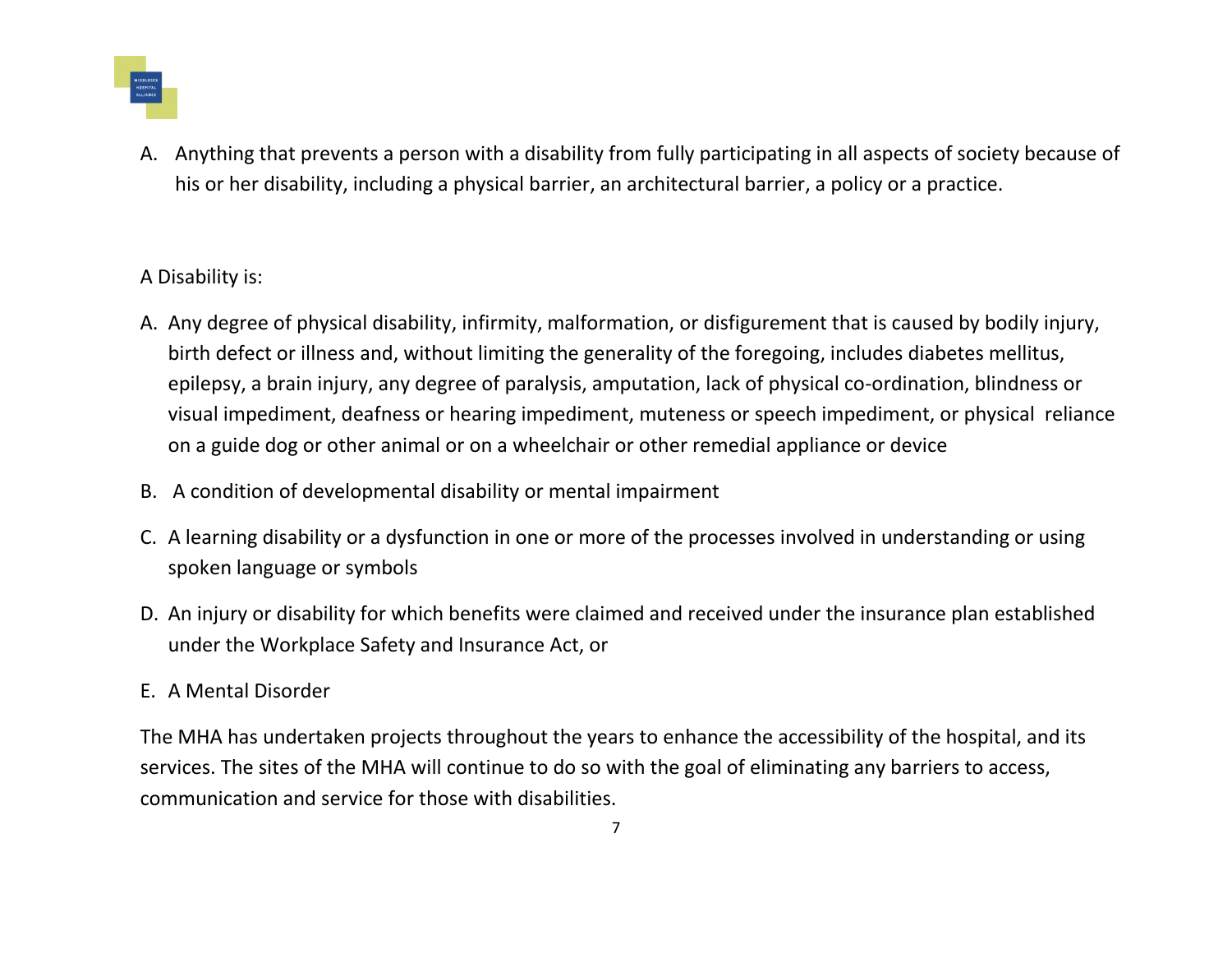A. Anything that prevents a person with a disability from fully participating in all aspects of society because of his or her disability, including a physical barrier, an architectural barrier, a policy or a practice.

A Disability is:

A. Any degree of physical disability, infirmity, malformation, or disfigurement that is caused by bodily injury, birth defect or illness and, without limiting the generality of the foregoing, includes diabetes mellitus, epilepsy, a brain injury, any degree of paralysis, amputation, lack of physical co-ordination, blindness or visual impediment, deafness or hearing impediment, muteness or speech impediment, or physical reliance on a guide dog or other animal or on a wheelchair or other remedial appliance or device

B. A condition of developmental disability or mental impairment

C. A learning disability or a dysfunction in one or more of the processes involved in understanding or using spoken language or symbols

D. An injury or disability for which benefits were claimed and received under the insurance plan established under the Workplace Safety and Insurance Act, or

E. A Mental Disorder

The MHA has undertaken projects throughout the years to enhance the accessibility of the hospital, and its services. The sites of the MHA will continue to do so with the goal of eliminating any barriers to access, communication and service for those with disabilities.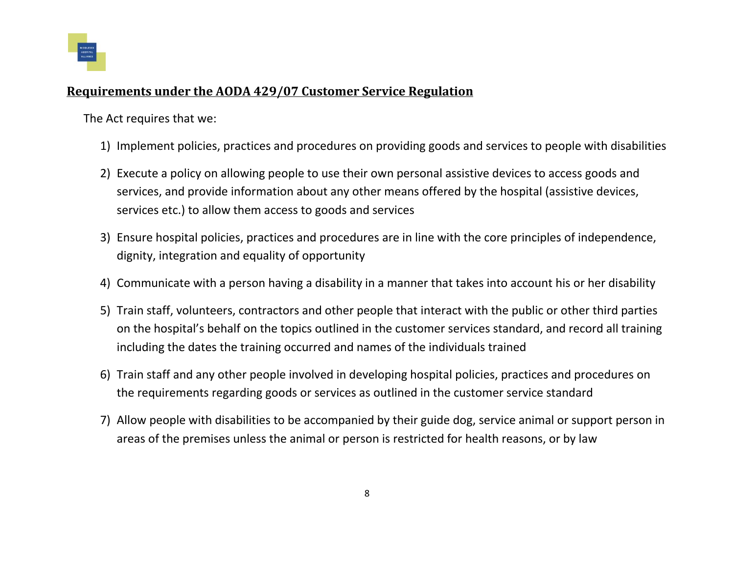## Requirements under the AODA 429/07 Customer Service Regulation

The Act requires that we:

1) Implement policies, practices and procedures on providing goods and services to people with disabilities
2) Execute a policy on allowing people to use their own personal assistive devices to access goods and services, and provide information about any other means offered by the hospital (assistive devices, services etc.) to allow them access to goods and services
3) Ensure hospital policies, practices and procedures are in line with the core principles of independence, dignity, integration and equality of opportunity
4) Communicate with a person having a disability in a manner that takes into account his or her disability
5) Train staff, volunteers, contractors and other people that interact with the public or other third parties on the hospital's behalf on the topics outlined in the customer services standard, and record all training including the dates the training occurred and names of the individuals trained
6) Train staff and any other people involved in developing hospital policies, practices and procedures on the requirements regarding goods or services as outlined in the customer service standard
7) Allow people with disabilities to be accompanied by their guide dog, service animal or support person in areas of the premises unless the animal or person is restricted for health reasons, or by law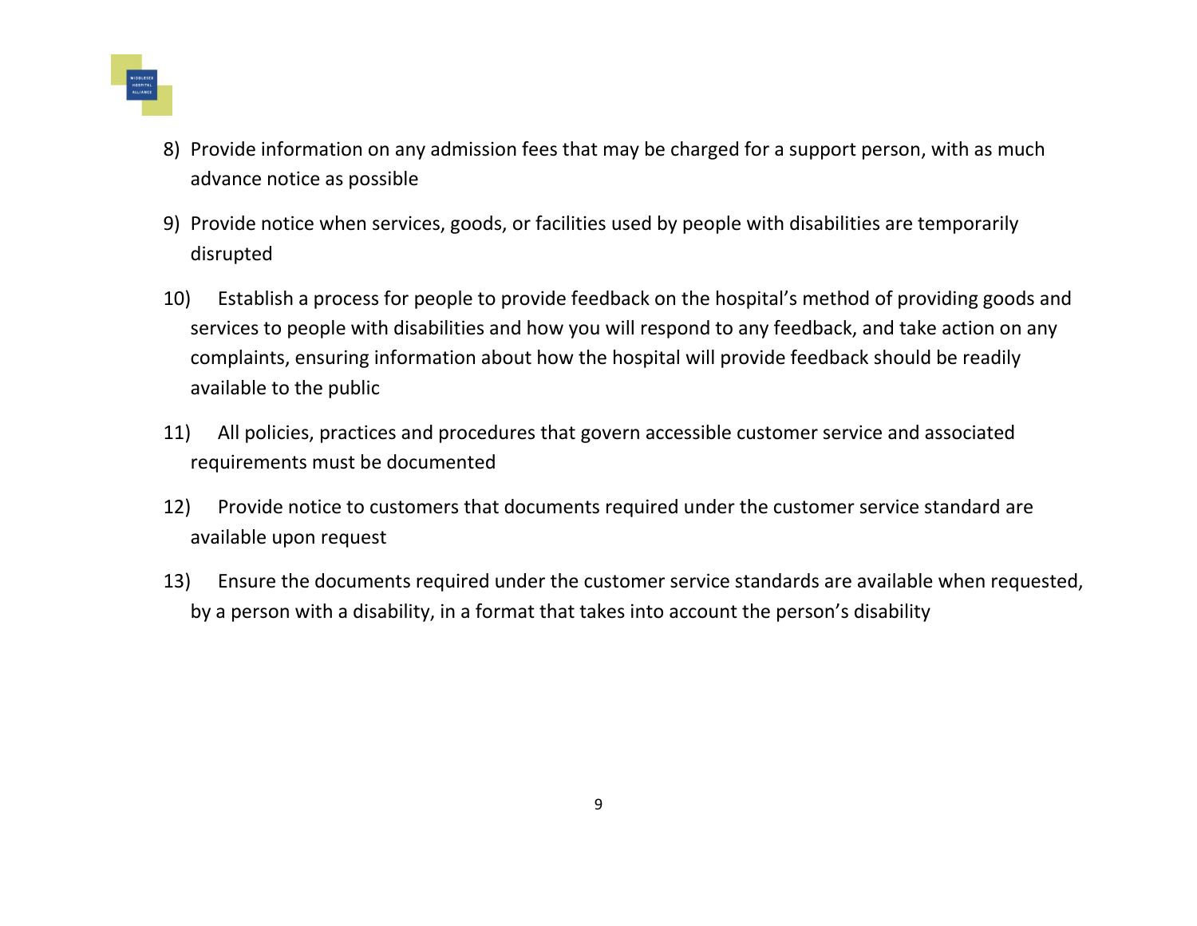8) Provide information on any admission fees that may be charged for a support person, with as much advance notice as possible

9) Provide notice when services, goods, or facilities used by people with disabilities are temporarily disrupted

10) Establish a process for people to provide feedback on the hospital's method of providing goods and services to people with disabilities and how you will respond to any feedback, and take action on any complaints, ensuring information about how the hospital will provide feedback should be readily available to the public

11) All policies, practices and procedures that govern accessible customer service and associated requirements must be documented

12) Provide notice to customers that documents required under the customer service standard are available upon request

13) Ensure the documents required under the customer service standards are available when requested, by a person with a disability, in a format that takes into account the person's disability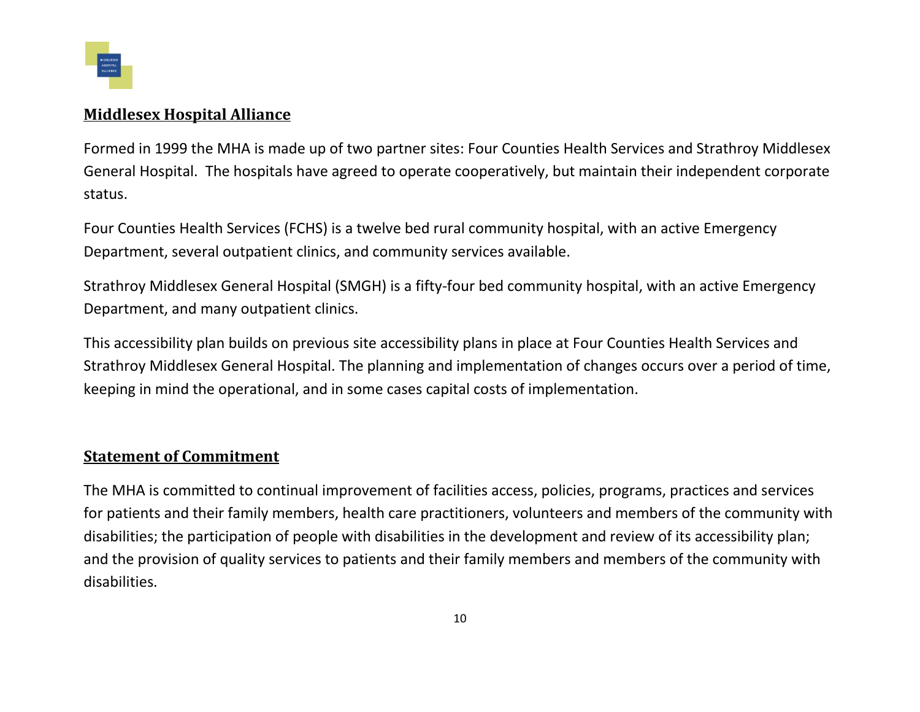## Middlesex Hospital Alliance

Formed in 1999 the MHA is made up of two partner sites: Four Counties Health Services and Strathroy Middlesex General Hospital. The hospitals have agreed to operate cooperatively, but maintain their independent corporate status.

Four Counties Health Services (FCHS) is a twelve bed rural community hospital, with an active Emergency Department, several outpatient clinics, and community services available.

Strathroy Middlesex General Hospital (SMGH) is a fifty-four bed community hospital, with an active Emergency Department, and many outpatient clinics.

This accessibility plan builds on previous site accessibility plans in place at Four Counties Health Services and Strathroy Middlesex General Hospital. The planning and implementation of changes occurs over a period of time, keeping in mind the operational, and in some cases capital costs of implementation.

## Statement of Commitment

The MHA is committed to continual improvement of facilities access, policies, programs, practices and services for patients and their family members, health care practitioners, volunteers and members of the community with disabilities; the participation of people with disabilities in the development and review of its accessibility plan; and the provision of quality services to patients and their family members and members of the community with disabilities.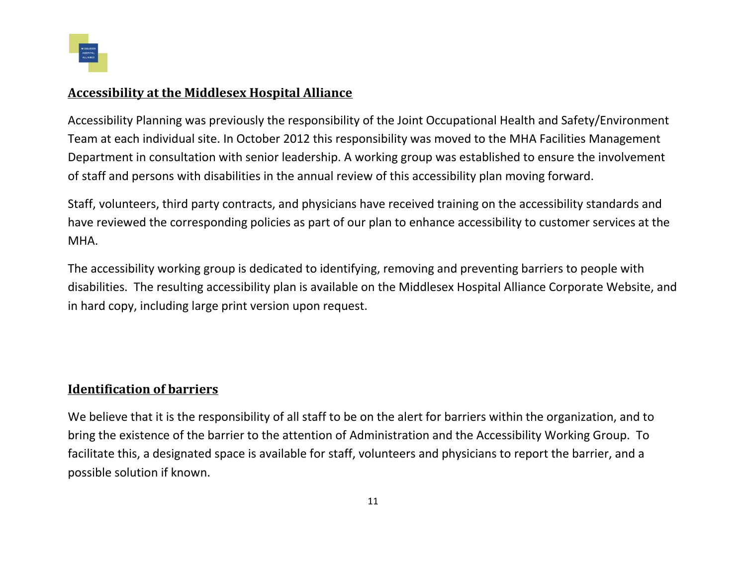## Accessibility at the Middlesex Hospital Alliance

Accessibility Planning was previously the responsibility of the Joint Occupational Health and Safety/Environment Team at each individual site. In October 2012 this responsibility was moved to the MHA Facilities Management Department in consultation with senior leadership. A working group was established to ensure the involvement of staff and persons with disabilities in the annual review of this accessibility plan moving forward.

Staff, volunteers, third party contracts, and physicians have received training on the accessibility standards and have reviewed the corresponding policies as part of our plan to enhance accessibility to customer services at the MHA.

The accessibility working group is dedicated to identifying, removing and preventing barriers to people with disabilities. The resulting accessibility plan is available on the Middlesex Hospital Alliance Corporate Website, and in hard copy, including large print version upon request.

## Identification of barriers

We believe that it is the responsibility of all staff to be on the alert for barriers within the organization, and to bring the existence of the barrier to the attention of Administration and the Accessibility Working Group. To facilitate this, a designated space is available for staff, volunteers and physicians to report the barrier, and a possible solution if known.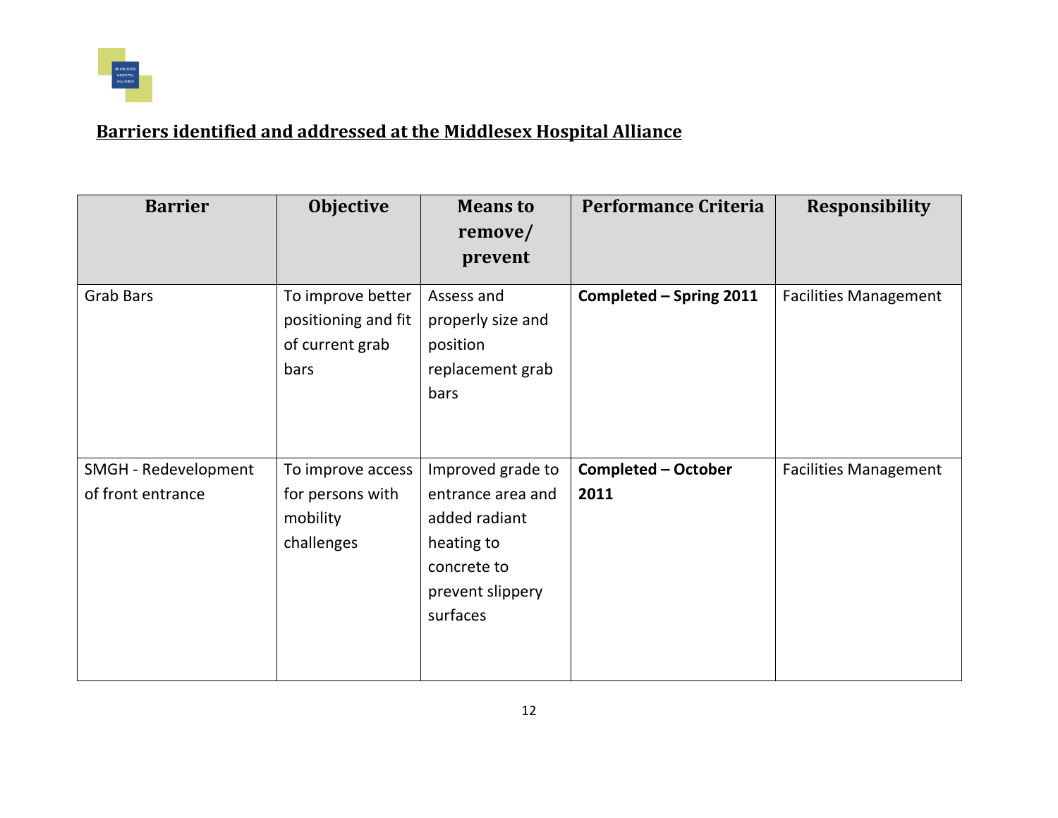**Barriers identified and addressed at the Middlesex Hospital Alliance**

| Barrier | Objective | Means to remove/ prevent | Performance Criteria | Responsibility |
|---|---|---|---|---|
| Grab Bars | To improve better positioning and fit of current grab bars | Assess and properly size and position replacement grab bars | **Completed – Spring 2011** | Facilities Management |
| SMGH - Redevelopment of front entrance | To improve access for persons with mobility challenges | Improved grade to entrance area and added radiant heating to concrete to prevent slippery surfaces | **Completed – October 2011** | Facilities Management |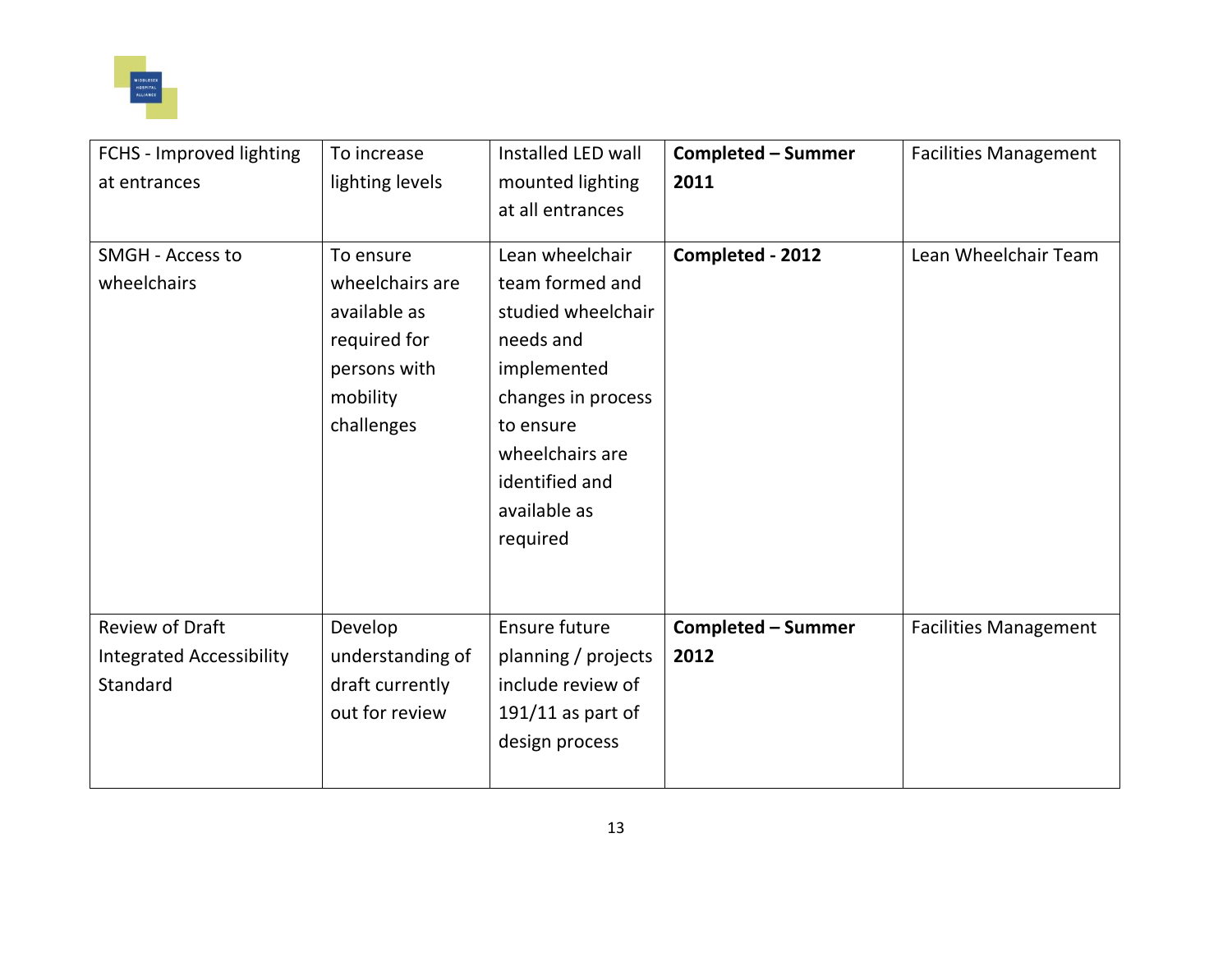| | | | | |
|---|---|---|---|---|
| FCHS - Improved lighting at entrances | To increase lighting levels | Installed LED wall mounted lighting at all entrances | **Completed – Summer 2011** | Facilities Management |
| SMGH - Access to wheelchairs | To ensure wheelchairs are available as required for persons with mobility challenges | Lean wheelchair team formed and studied wheelchair needs and implemented changes in process to ensure wheelchairs are identified and available as required | **Completed - 2012** | Lean Wheelchair Team |
| Review of Draft Integrated Accessibility Standard | Develop understanding of draft currently out for review | Ensure future planning / projects include review of 191/11 as part of design process | **Completed – Summer 2012** | Facilities Management |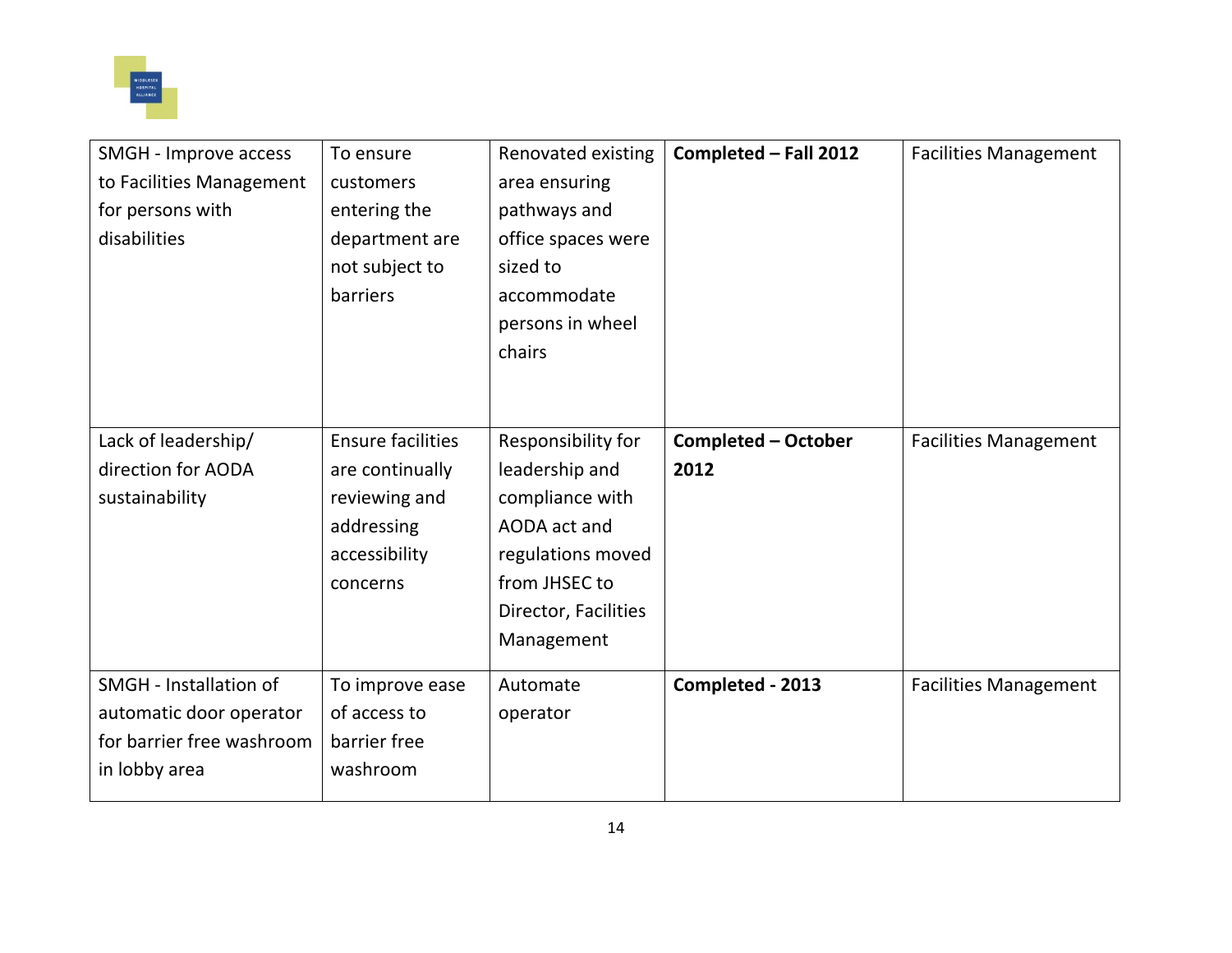| | | | | |
|---|---|---|---|---|
| SMGH - Improve access to Facilities Management for persons with disabilities | To ensure customers entering the department are not subject to barriers | Renovated existing area ensuring pathways and office spaces were sized to accommodate persons in wheel chairs | **Completed – Fall 2012** | Facilities Management |
| Lack of leadership/ direction for AODA sustainability | Ensure facilities are continually reviewing and addressing accessibility concerns | Responsibility for leadership and compliance with AODA act and regulations moved from JHSEC to Director, Facilities Management | **Completed – October 2012** | Facilities Management |
| SMGH - Installation of automatic door operator for barrier free washroom in lobby area | To improve ease of access to barrier free washroom | Automate operator | **Completed - 2013** | Facilities Management |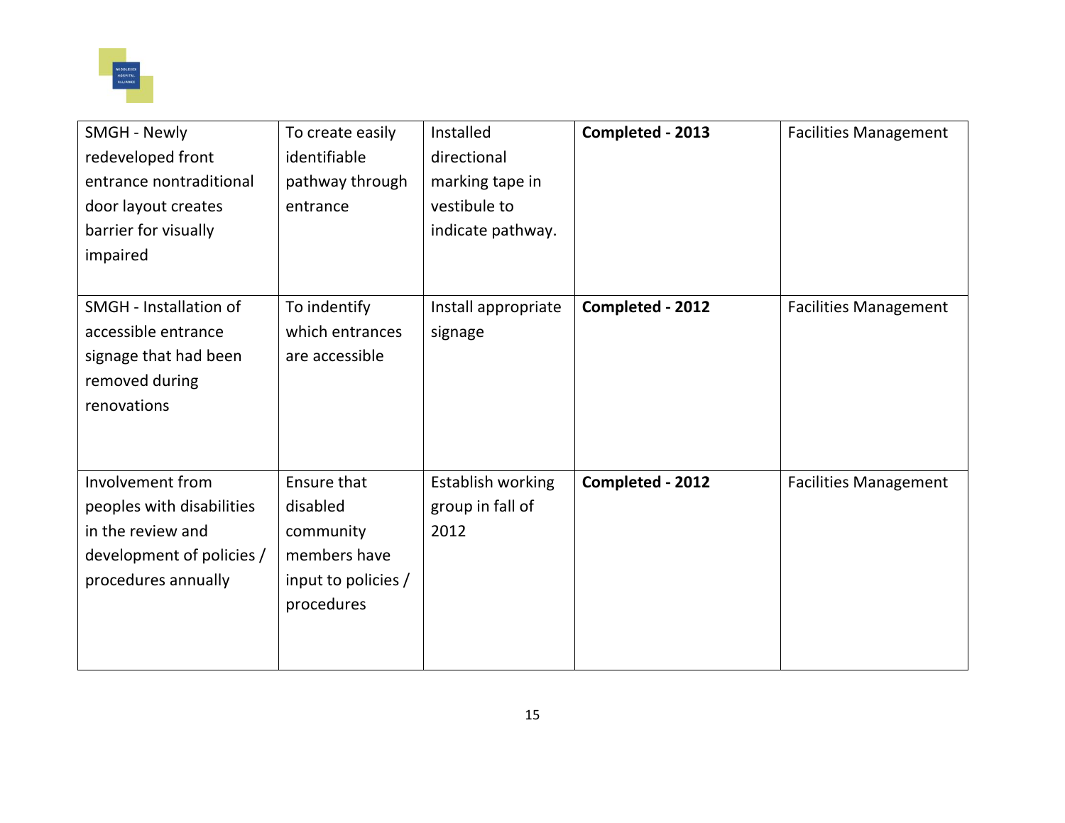| | | | | |
|---|---|---|---|---|
| SMGH - Newly redeveloped front entrance nontraditional door layout creates barrier for visually impaired | To create easily identifiable pathway through entrance | Installed directional marking tape in vestibule to indicate pathway. | **Completed - 2013** | Facilities Management |
| SMGH - Installation of accessible entrance signage that had been removed during renovations | To indentify which entrances are accessible | Install appropriate signage | **Completed - 2012** | Facilities Management |
| Involvement from peoples with disabilities in the review and development of policies / procedures annually | Ensure that disabled community members have input to policies / procedures | Establish working group in fall of 2012 | **Completed - 2012** | Facilities Management |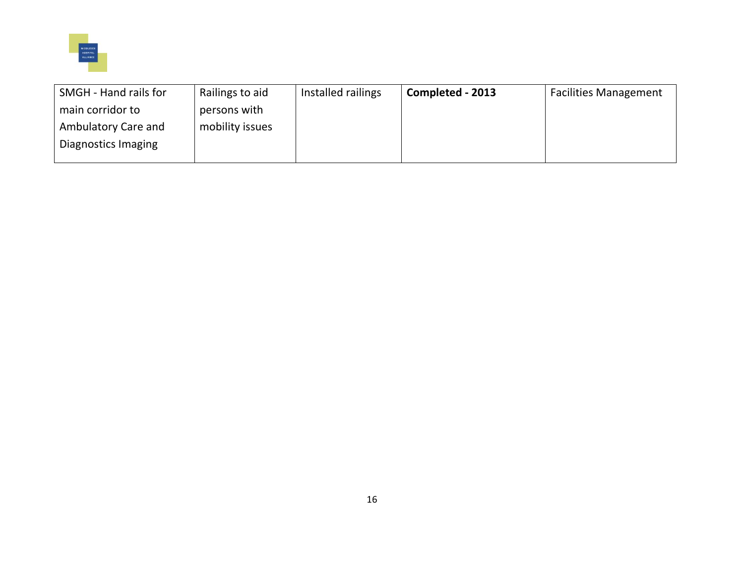| | | | | |
|---|---|---|---|---|
| SMGH - Hand rails for main corridor to Ambulatory Care and Diagnostics Imaging | Railings to aid persons with mobility issues | Installed railings | **Completed - 2013** | Facilities Management |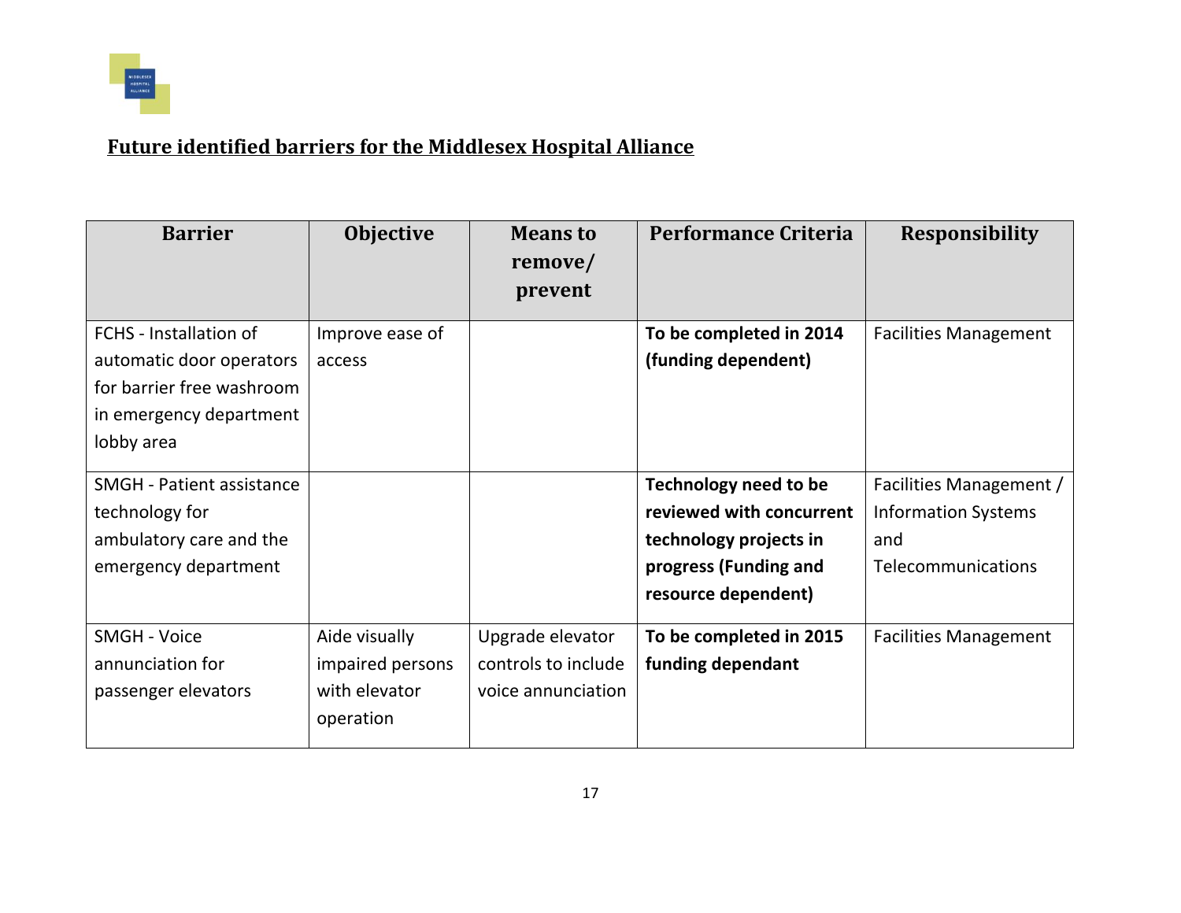## Future identified barriers for the Middlesex Hospital Alliance

| Barrier | Objective | Means to remove/ prevent | Performance Criteria | Responsibility |
|---|---|---|---|---|
| FCHS - Installation of automatic door operators for barrier free washroom in emergency department lobby area | Improve ease of access | | **To be completed in 2014 (funding dependent)** | Facilities Management |
| SMGH - Patient assistance technology for ambulatory care and the emergency department | | | **Technology need to be reviewed with concurrent technology projects in progress (Funding and resource dependent)** | Facilities Management / Information Systems and Telecommunications |
| SMGH - Voice annunciation for passenger elevators | Aide visually impaired persons with elevator operation | Upgrade elevator controls to include voice annunciation | **To be completed in 2015 funding dependant** | Facilities Management |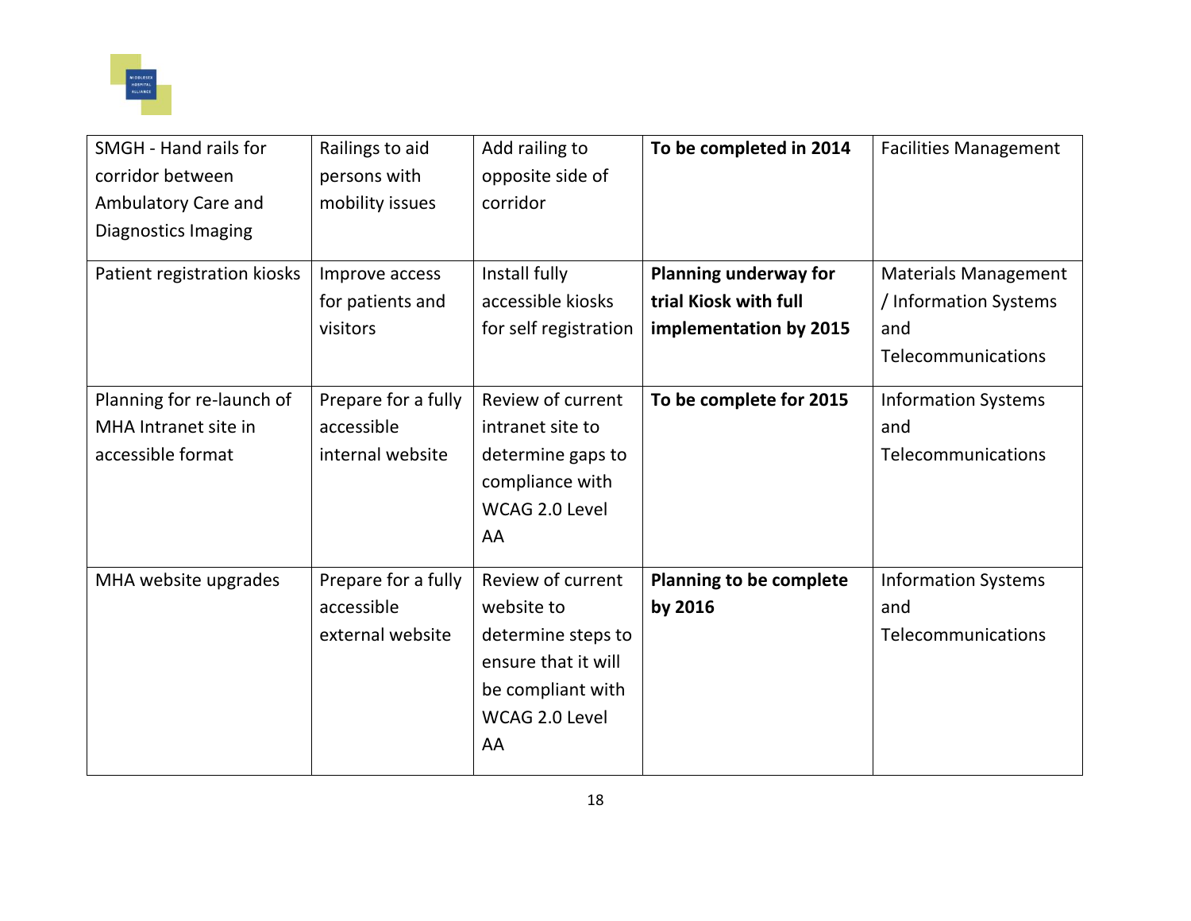| | | | | |
|---|---|---|---|---|
| SMGH - Hand rails for corridor between Ambulatory Care and Diagnostics Imaging | Railings to aid persons with mobility issues | Add railing to opposite side of corridor | **To be completed in 2014** | Facilities Management |
| Patient registration kiosks | Improve access for patients and visitors | Install fully accessible kiosks for self registration | **Planning underway for trial Kiosk with full implementation by 2015** | Materials Management / Information Systems and Telecommunications |
| Planning for re-launch of MHA Intranet site in accessible format | Prepare for a fully accessible internal website | Review of current intranet site to determine gaps to compliance with WCAG 2.0 Level AA | **To be complete for 2015** | Information Systems and Telecommunications |
| MHA website upgrades | Prepare for a fully accessible external website | Review of current website to determine steps to ensure that it will be compliant with WCAG 2.0 Level AA | **Planning to be complete by 2016** | Information Systems and Telecommunications |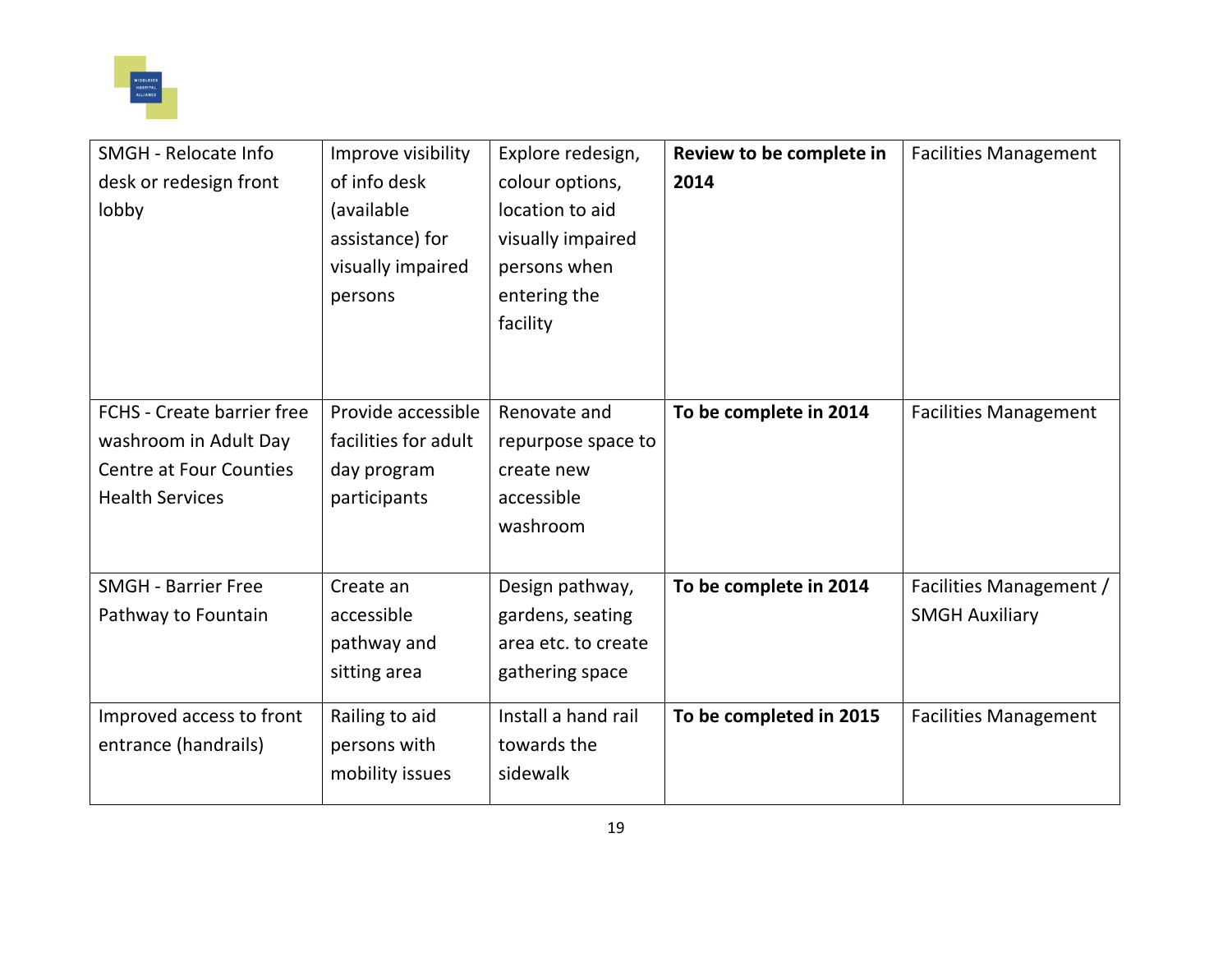| SMGH - Relocate Info desk or redesign front lobby | Improve visibility of info desk (available assistance) for visually impaired persons | Explore redesign, colour options, location to aid visually impaired persons when entering the facility | **Review to be complete in 2014** | Facilities Management |
|---|---|---|---|---|
| FCHS - Create barrier free washroom in Adult Day Centre at Four Counties Health Services | Provide accessible facilities for adult day program participants | Renovate and repurpose space to create new accessible washroom | **To be complete in 2014** | Facilities Management |
| SMGH - Barrier Free Pathway to Fountain | Create an accessible pathway and sitting area | Design pathway, gardens, seating area etc. to create gathering space | **To be complete in 2014** | Facilities Management / SMGH Auxiliary |
| Improved access to front entrance (handrails) | Railing to aid persons with mobility issues | Install a hand rail towards the sidewalk | **To be completed in 2015** | Facilities Management |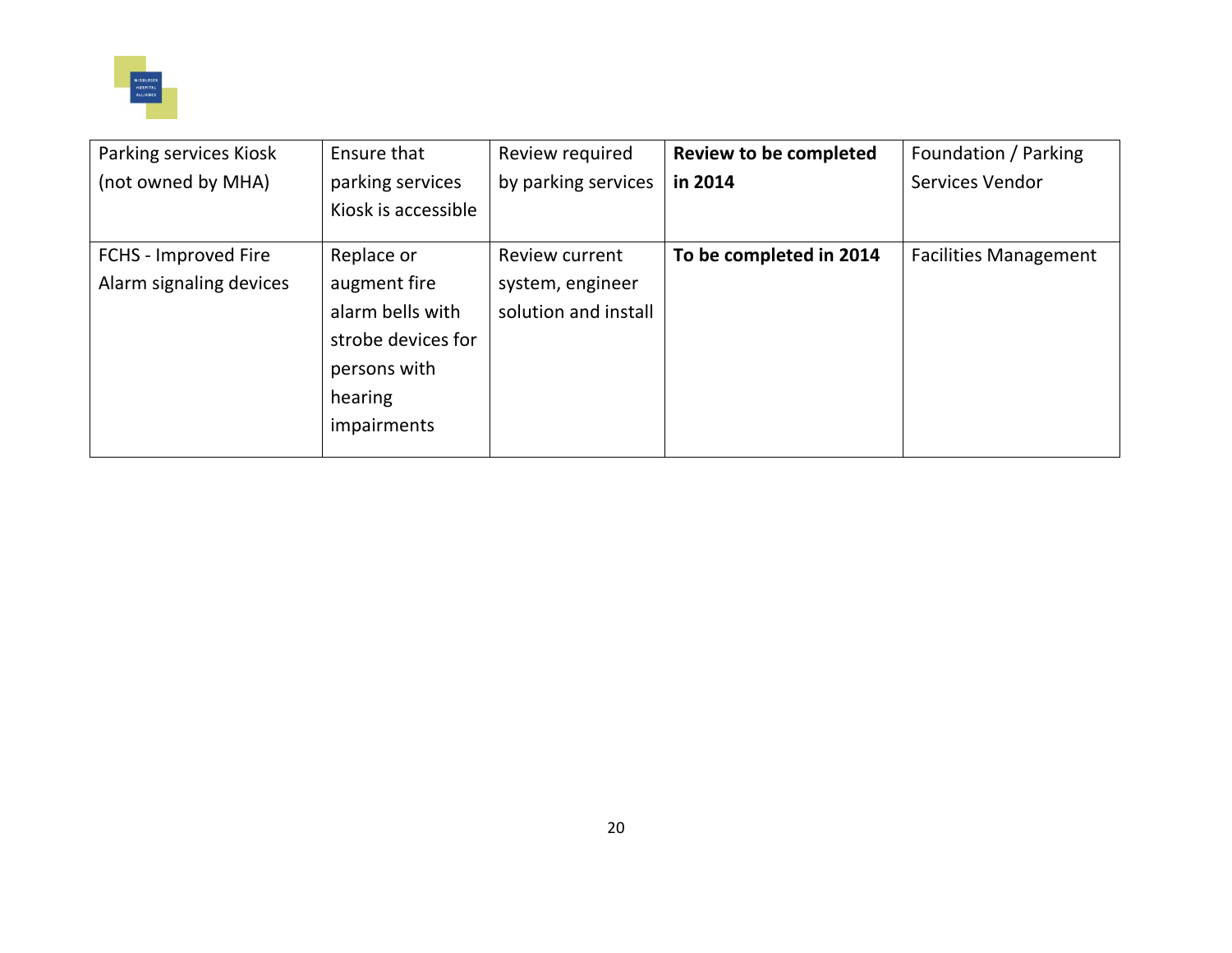| Parking services Kiosk (not owned by MHA) | Ensure that parking services Kiosk is accessible | Review required by parking services | **Review to be completed in 2014** | Foundation / Parking Services Vendor |
|---|---|---|---|---|
| FCHS - Improved Fire Alarm signaling devices | Replace or augment fire alarm bells with strobe devices for persons with hearing impairments | Review current system, engineer solution and install | **To be completed in 2014** | Facilities Management |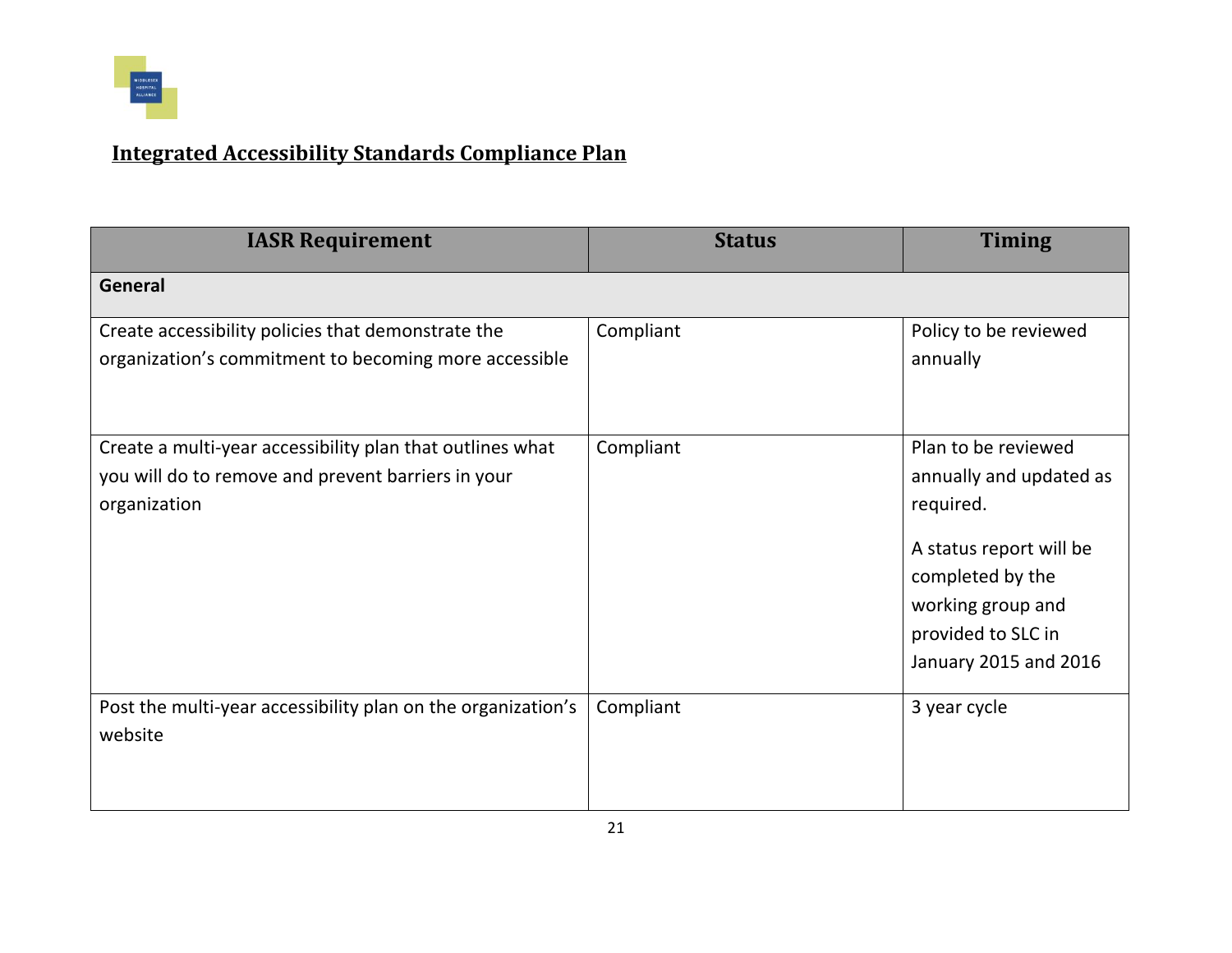## Integrated Accessibility Standards Compliance Plan

| IASR Requirement | Status | Timing |
|---|---|---|
| **General** | | |
| Create accessibility policies that demonstrate the organization's commitment to becoming more accessible | Compliant | Policy to be reviewed annually |
| Create a multi-year accessibility plan that outlines what you will do to remove and prevent barriers in your organization | Compliant | Plan to be reviewed annually and updated as required.<br><br>A status report will be completed by the working group and provided to SLC in January 2015 and 2016 |
| Post the multi-year accessibility plan on the organization's website | Compliant | 3 year cycle |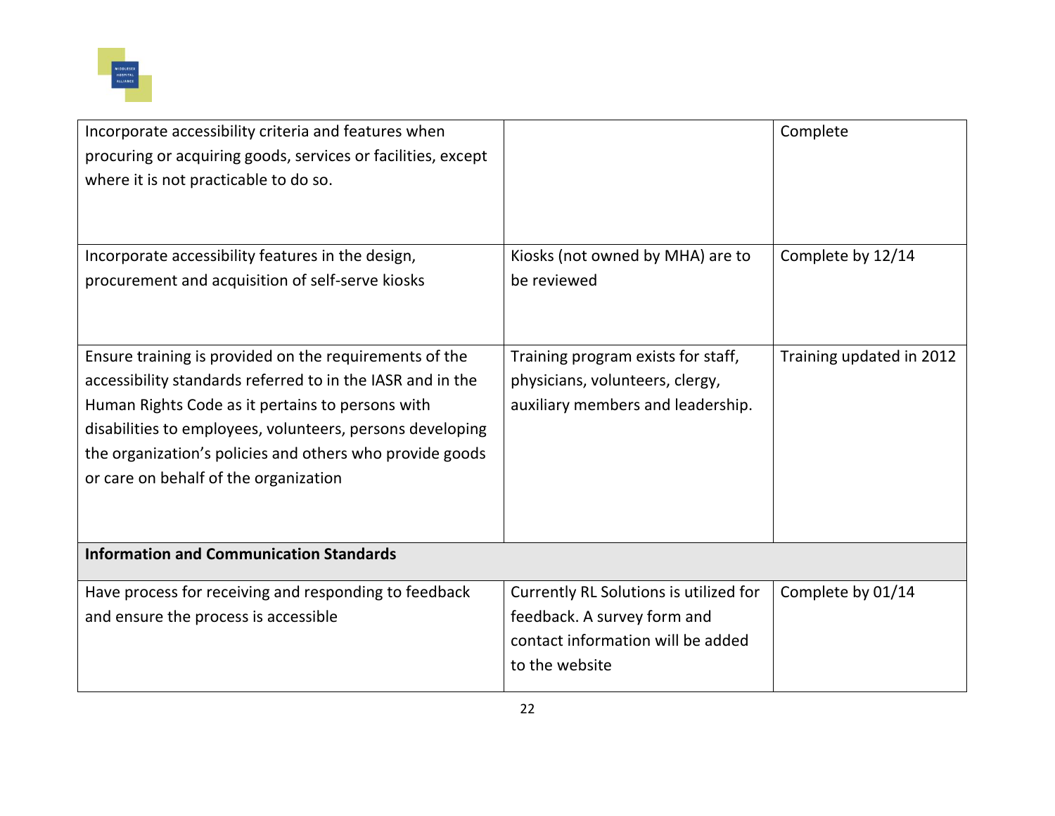| | | |
|---|---|---|
| Incorporate accessibility criteria and features when procuring or acquiring goods, services or facilities, except where it is not practicable to do so. | | Complete |
| Incorporate accessibility features in the design, procurement and acquisition of self-serve kiosks | Kiosks (not owned by MHA) are to be reviewed | Complete by 12/14 |
| Ensure training is provided on the requirements of the accessibility standards referred to in the IASR and in the Human Rights Code as it pertains to persons with disabilities to employees, volunteers, persons developing the organization's policies and others who provide goods or care on behalf of the organization | Training program exists for staff, physicians, volunteers, clergy, auxiliary members and leadership. | Training updated in 2012 |
| **Information and Communication Standards** | | |
| Have process for receiving and responding to feedback and ensure the process is accessible | Currently RL Solutions is utilized for feedback. A survey form and contact information will be added to the website | Complete by 01/14 |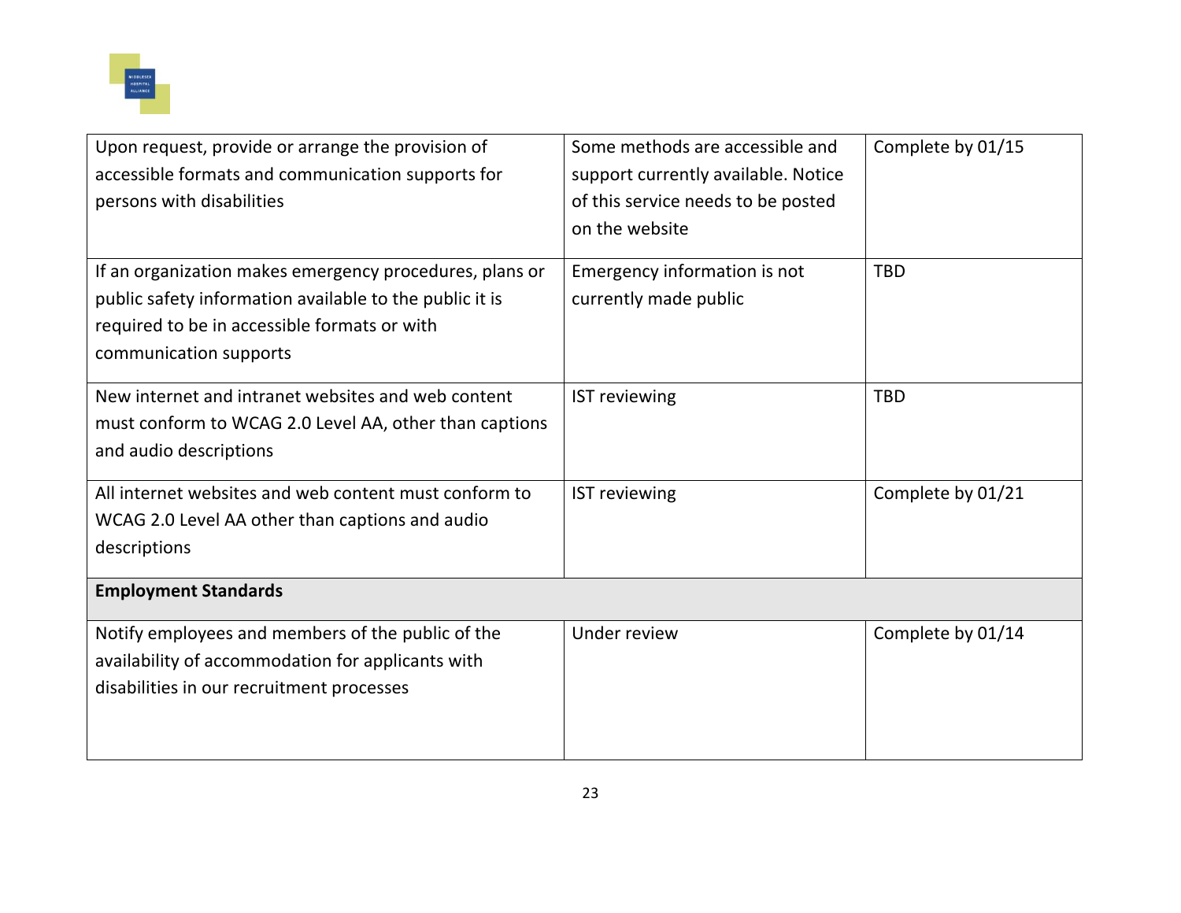| | | |
|---|---|---|
| Upon request, provide or arrange the provision of accessible formats and communication supports for persons with disabilities | Some methods are accessible and support currently available. Notice of this service needs to be posted on the website | Complete by 01/15 |
| If an organization makes emergency procedures, plans or public safety information available to the public it is required to be in accessible formats or with communication supports | Emergency information is not currently made public | TBD |
| New internet and intranet websites and web content must conform to WCAG 2.0 Level AA, other than captions and audio descriptions | IST reviewing | TBD |
| All internet websites and web content must conform to WCAG 2.0 Level AA other than captions and audio descriptions | IST reviewing | Complete by 01/21 |
| **Employment Standards** | | |
| Notify employees and members of the public of the availability of accommodation for applicants with disabilities in our recruitment processes | Under review | Complete by 01/14 |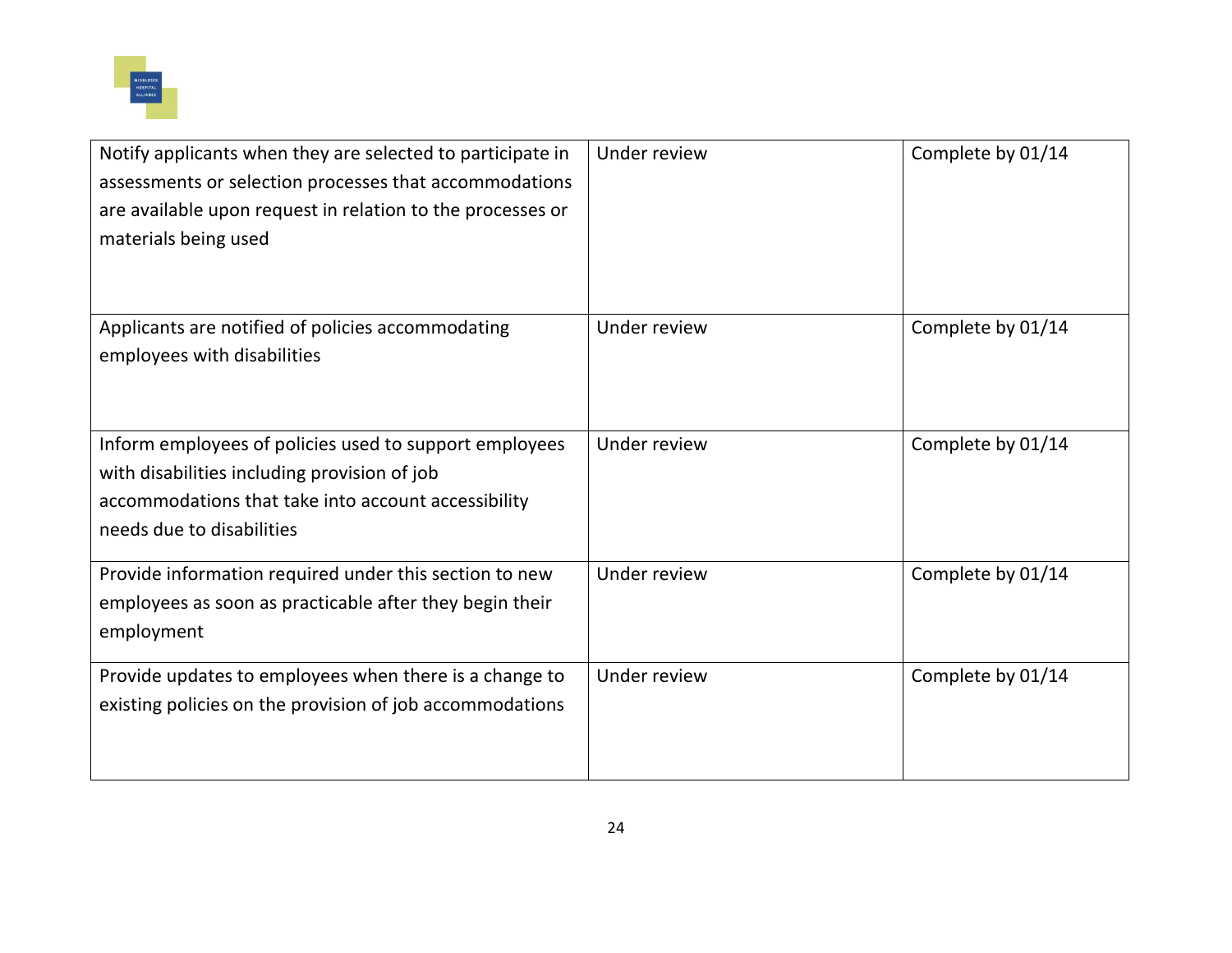| | | |
|---|---|---|
| Notify applicants when they are selected to participate in assessments or selection processes that accommodations are available upon request in relation to the processes or materials being used | Under review | Complete by 01/14 |
| Applicants are notified of policies accommodating employees with disabilities | Under review | Complete by 01/14 |
| Inform employees of policies used to support employees with disabilities including provision of job accommodations that take into account accessibility needs due to disabilities | Under review | Complete by 01/14 |
| Provide information required under this section to new employees as soon as practicable after they begin their employment | Under review | Complete by 01/14 |
| Provide updates to employees when there is a change to existing policies on the provision of job accommodations | Under review | Complete by 01/14 |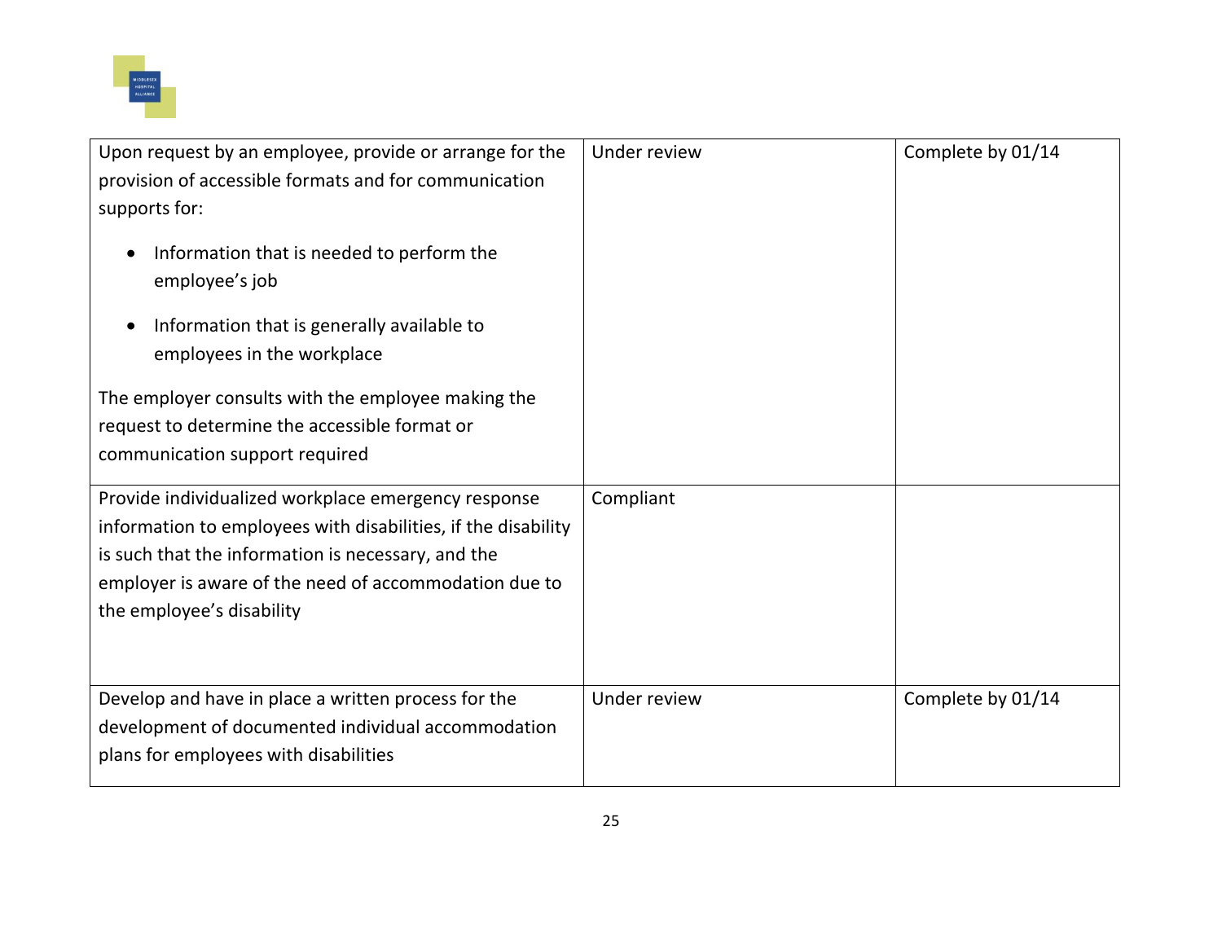| | | |
|---|---|---|
| Upon request by an employee, provide or arrange for the provision of accessible formats and for communication supports for:<br><br>• Information that is needed to perform the employee's job<br>• Information that is generally available to employees in the workplace<br><br>The employer consults with the employee making the request to determine the accessible format or communication support required | Under review | Complete by 01/14 |
| Provide individualized workplace emergency response information to employees with disabilities, if the disability is such that the information is necessary, and the employer is aware of the need of accommodation due to the employee's disability | Compliant | |
| Develop and have in place a written process for the development of documented individual accommodation plans for employees with disabilities | Under review | Complete by 01/14 |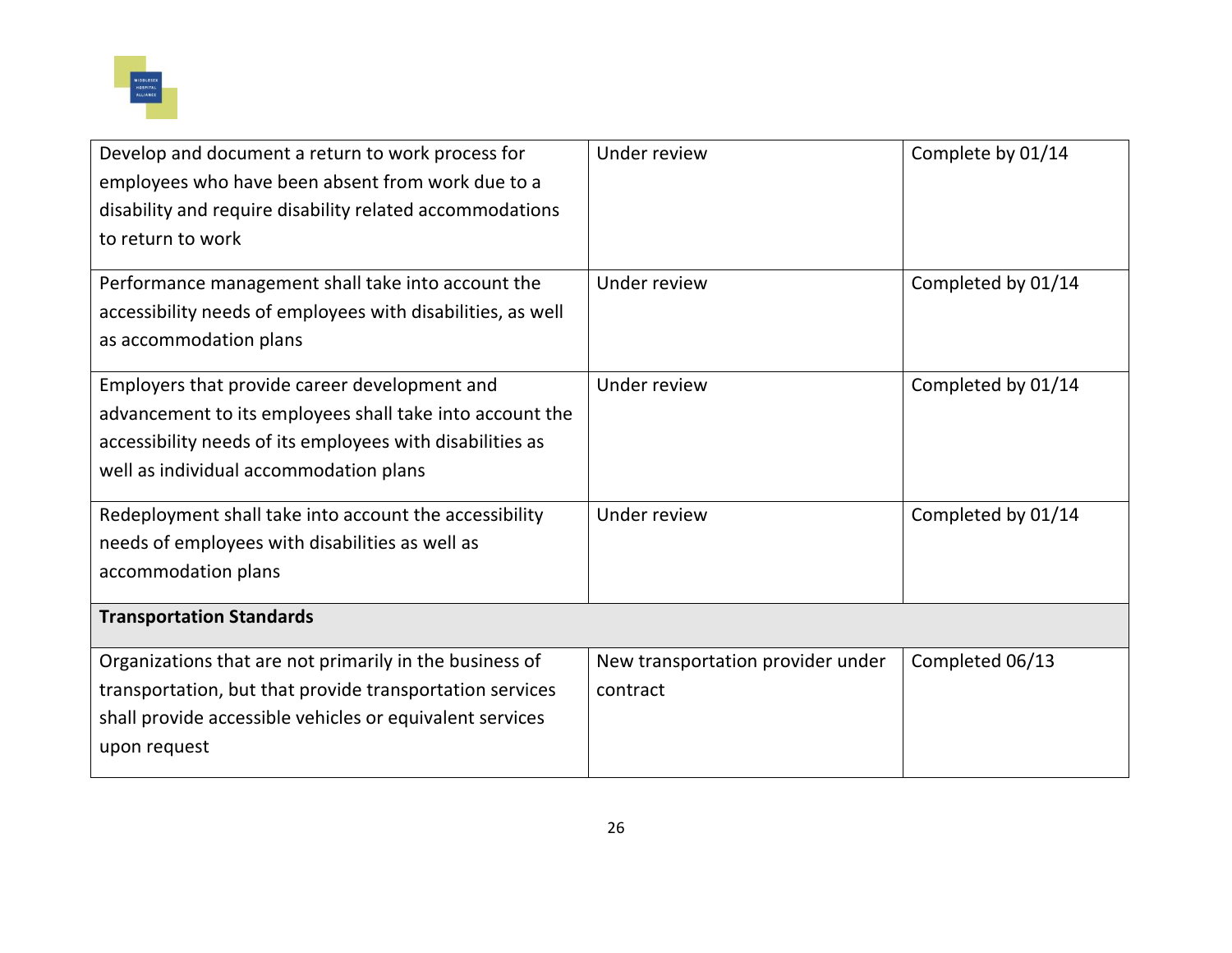| | | |
|---|---|---|
| Develop and document a return to work process for employees who have been absent from work due to a disability and require disability related accommodations to return to work | Under review | Complete by 01/14 |
| Performance management shall take into account the accessibility needs of employees with disabilities, as well as accommodation plans | Under review | Completed by 01/14 |
| Employers that provide career development and advancement to its employees shall take into account the accessibility needs of its employees with disabilities as well as individual accommodation plans | Under review | Completed by 01/14 |
| Redeployment shall take into account the accessibility needs of employees with disabilities as well as accommodation plans | Under review | Completed by 01/14 |
| **Transportation Standards** | | |
| Organizations that are not primarily in the business of transportation, but that provide transportation services shall provide accessible vehicles or equivalent services upon request | New transportation provider under contract | Completed 06/13 |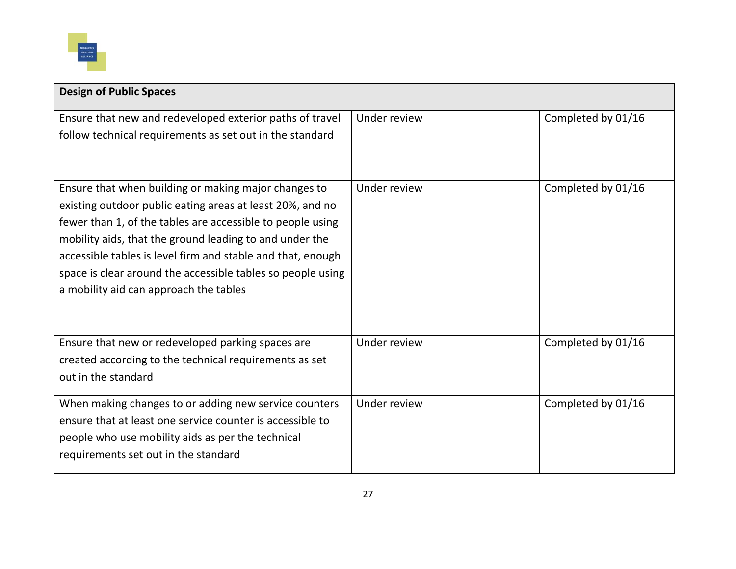| Design of Public Spaces | | |
|---|---|---|
| Ensure that new and redeveloped exterior paths of travel follow technical requirements as set out in the standard | Under review | Completed by 01/16 |
| Ensure that when building or making major changes to existing outdoor public eating areas at least 20%, and no fewer than 1, of the tables are accessible to people using mobility aids, that the ground leading to and under the accessible tables is level firm and stable and that, enough space is clear around the accessible tables so people using a mobility aid can approach the tables | Under review | Completed by 01/16 |
| Ensure that new or redeveloped parking spaces are created according to the technical requirements as set out in the standard | Under review | Completed by 01/16 |
| When making changes to or adding new service counters ensure that at least one service counter is accessible to people who use mobility aids as per the technical requirements set out in the standard | Under review | Completed by 01/16 |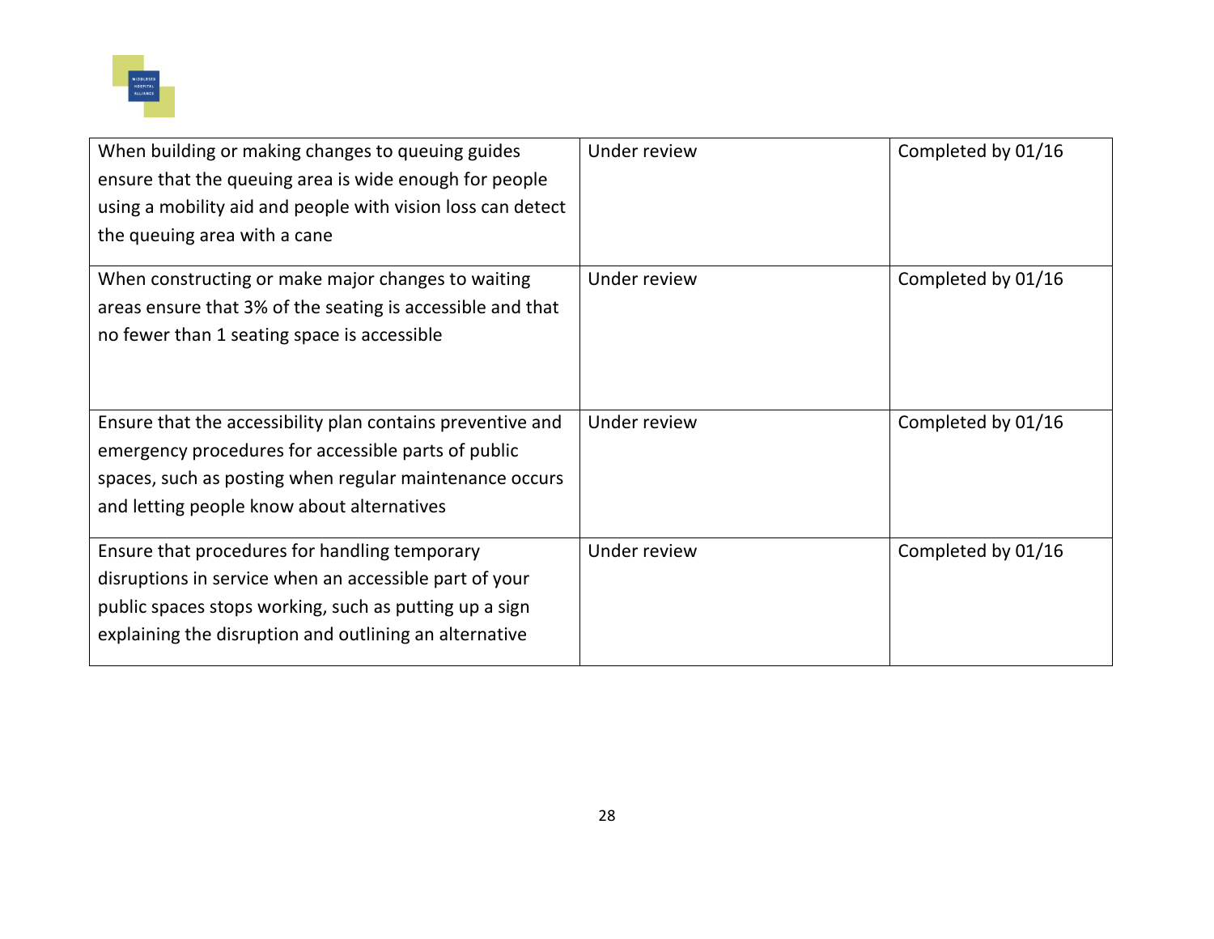| | | |
|---|---|---|
| When building or making changes to queuing guides ensure that the queuing area is wide enough for people using a mobility aid and people with vision loss can detect the queuing area with a cane | Under review | Completed by 01/16 |
| When constructing or make major changes to waiting areas ensure that 3% of the seating is accessible and that no fewer than 1 seating space is accessible | Under review | Completed by 01/16 |
| Ensure that the accessibility plan contains preventive and emergency procedures for accessible parts of public spaces, such as posting when regular maintenance occurs and letting people know about alternatives | Under review | Completed by 01/16 |
| Ensure that procedures for handling temporary disruptions in service when an accessible part of your public spaces stops working, such as putting up a sign explaining the disruption and outlining an alternative | Under review | Completed by 01/16 |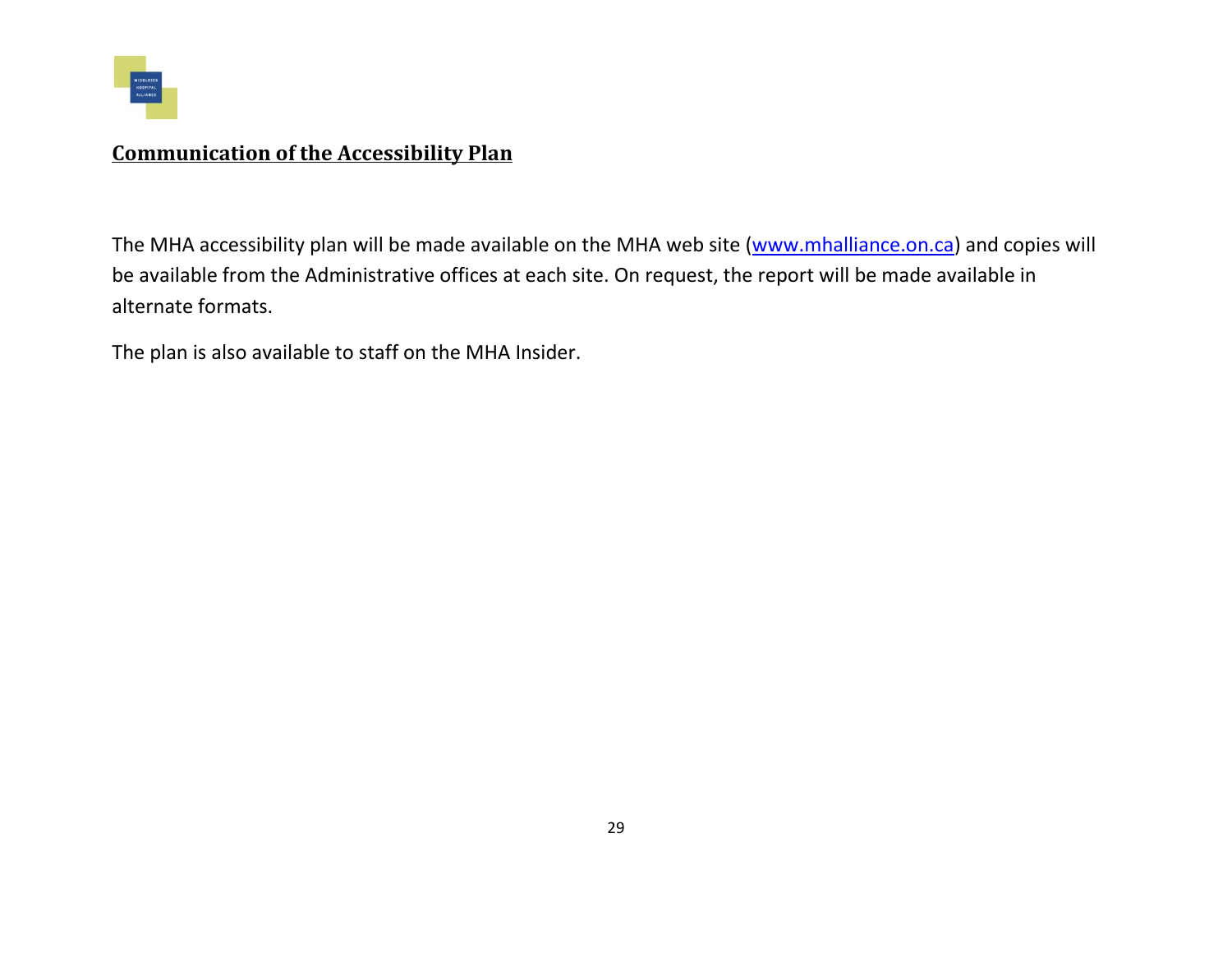## Communication of the Accessibility Plan

The MHA accessibility plan will be made available on the MHA web site (www.mhalliance.on.ca) and copies will be available from the Administrative offices at each site. On request, the report will be made available in alternate formats.

The plan is also available to staff on the MHA Insider.